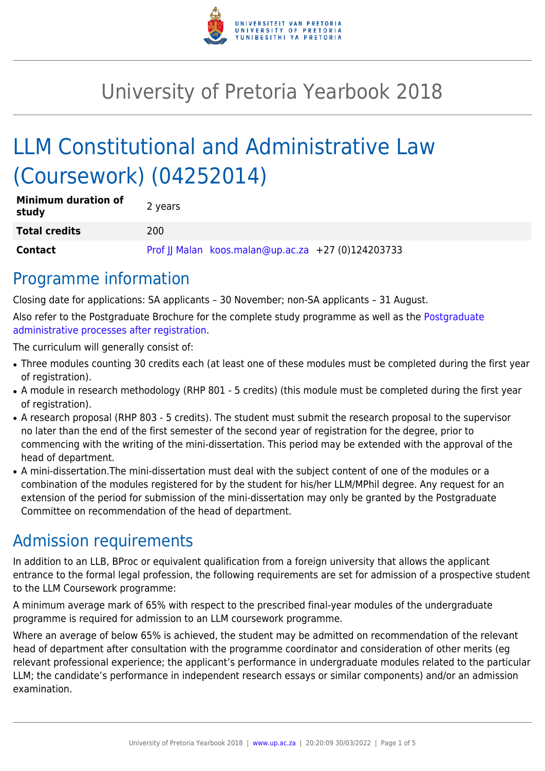# University of Pretoria Yearbook 2018

# LLM Constitutional and Administrative Law (Coursework) (04252014)

| | |
|---|---|
| **Minimum duration of study** | 2 years |
| **Total credits** | 200 |
| **Contact** | Prof JJ Malan koos.malan@up.ac.za +27 (0)124203733 |

## Programme information

Closing date for applications: SA applicants – 30 November; non-SA applicants – 31 August.

Also refer to the Postgraduate Brochure for the complete study programme as well as the Postgraduate administrative processes after registration.

The curriculum will generally consist of:

- Three modules counting 30 credits each (at least one of these modules must be completed during the first year of registration).
- A module in research methodology (RHP 801 - 5 credits) (this module must be completed during the first year of registration).
- A research proposal (RHP 803 - 5 credits). The student must submit the research proposal to the supervisor no later than the end of the first semester of the second year of registration for the degree, prior to commencing with the writing of the mini-dissertation. This period may be extended with the approval of the head of department.
- A mini-dissertation.The mini-dissertation must deal with the subject content of one of the modules or a combination of the modules registered for by the student for his/her LLM/MPhil degree. Any request for an extension of the period for submission of the mini-dissertation may only be granted by the Postgraduate Committee on recommendation of the head of department.

## Admission requirements

In addition to an LLB, BProc or equivalent qualification from a foreign university that allows the applicant entrance to the formal legal profession, the following requirements are set for admission of a prospective student to the LLM Coursework programme:

A minimum average mark of 65% with respect to the prescribed final-year modules of the undergraduate programme is required for admission to an LLM coursework programme.

Where an average of below 65% is achieved, the student may be admitted on recommendation of the relevant head of department after consultation with the programme coordinator and consideration of other merits (eg relevant professional experience; the applicant's performance in undergraduate modules related to the particular LLM; the candidate's performance in independent research essays or similar components) and/or an admission examination.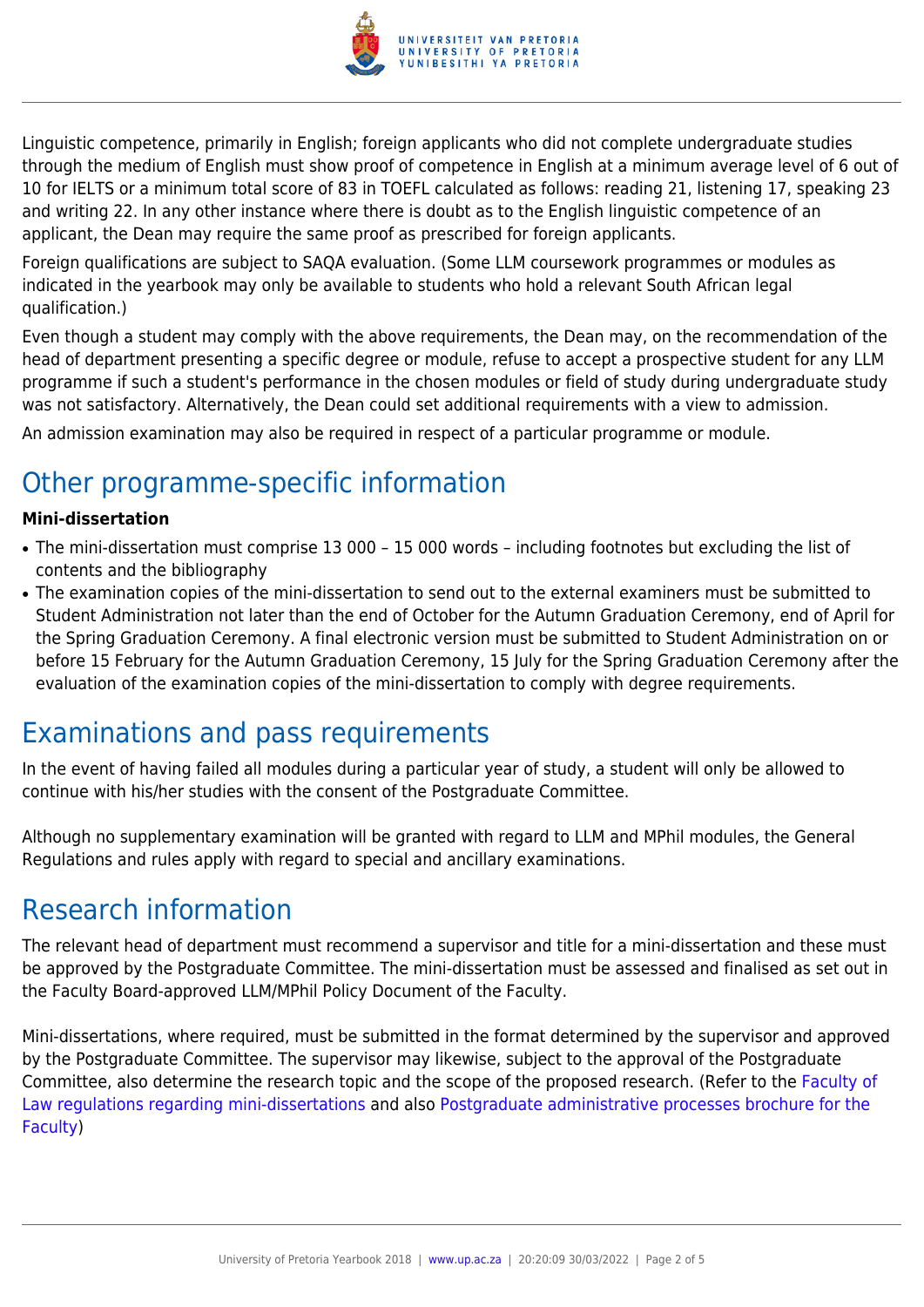Linguistic competence, primarily in English; foreign applicants who did not complete undergraduate studies through the medium of English must show proof of competence in English at a minimum average level of 6 out of 10 for IELTS or a minimum total score of 83 in TOEFL calculated as follows: reading 21, listening 17, speaking 23 and writing 22. In any other instance where there is doubt as to the English linguistic competence of an applicant, the Dean may require the same proof as prescribed for foreign applicants.

Foreign qualifications are subject to SAQA evaluation. (Some LLM coursework programmes or modules as indicated in the yearbook may only be available to students who hold a relevant South African legal qualification.)

Even though a student may comply with the above requirements, the Dean may, on the recommendation of the head of department presenting a specific degree or module, refuse to accept a prospective student for any LLM programme if such a student's performance in the chosen modules or field of study during undergraduate study was not satisfactory. Alternatively, the Dean could set additional requirements with a view to admission.

An admission examination may also be required in respect of a particular programme or module.

## Other programme-specific information

**Mini-dissertation**

- The mini-dissertation must comprise 13 000 – 15 000 words – including footnotes but excluding the list of contents and the bibliography
- The examination copies of the mini-dissertation to send out to the external examiners must be submitted to Student Administration not later than the end of October for the Autumn Graduation Ceremony, end of April for the Spring Graduation Ceremony. A final electronic version must be submitted to Student Administration on or before 15 February for the Autumn Graduation Ceremony, 15 July for the Spring Graduation Ceremony after the evaluation of the examination copies of the mini-dissertation to comply with degree requirements.

## Examinations and pass requirements

In the event of having failed all modules during a particular year of study, a student will only be allowed to continue with his/her studies with the consent of the Postgraduate Committee.

Although no supplementary examination will be granted with regard to LLM and MPhil modules, the General Regulations and rules apply with regard to special and ancillary examinations.

## Research information

The relevant head of department must recommend a supervisor and title for a mini-dissertation and these must be approved by the Postgraduate Committee. The mini-dissertation must be assessed and finalised as set out in the Faculty Board-approved LLM/MPhil Policy Document of the Faculty.

Mini-dissertations, where required, must be submitted in the format determined by the supervisor and approved by the Postgraduate Committee. The supervisor may likewise, subject to the approval of the Postgraduate Committee, also determine the research topic and the scope of the proposed research. (Refer to the Faculty of Law regulations regarding mini-dissertations and also Postgraduate administrative processes brochure for the Faculty)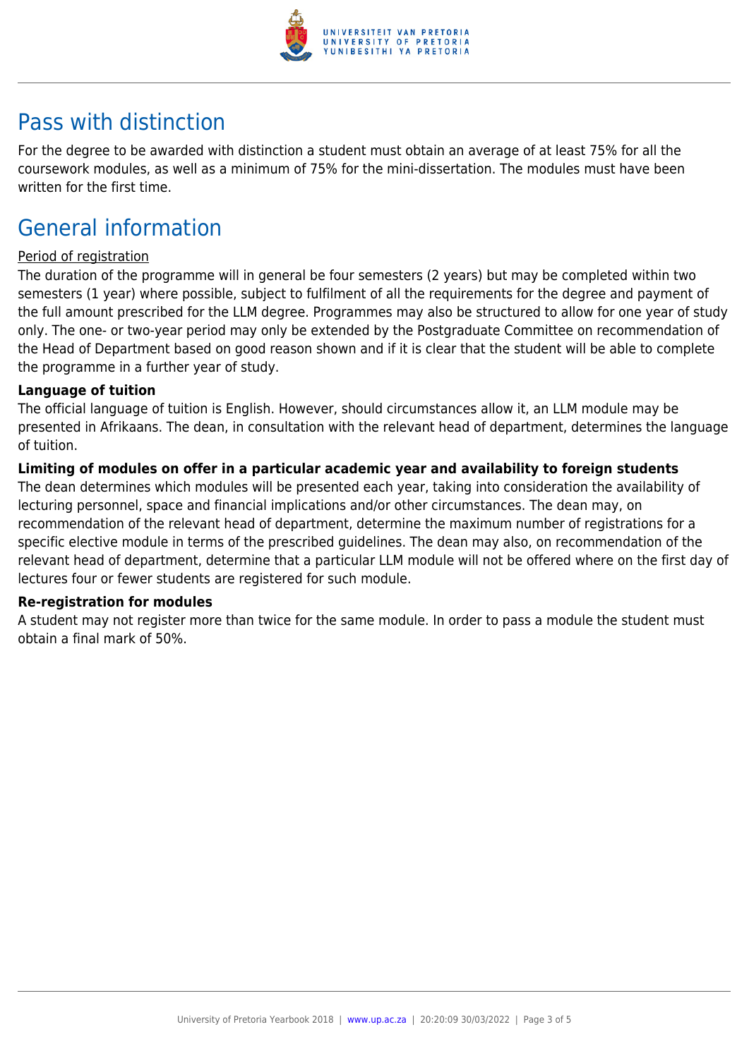## Pass with distinction

For the degree to be awarded with distinction a student must obtain an average of at least 75% for all the coursework modules, as well as a minimum of 75% for the mini-dissertation. The modules must have been written for the first time.

## General information

Period of registration

The duration of the programme will in general be four semesters (2 years) but may be completed within two semesters (1 year) where possible, subject to fulfilment of all the requirements for the degree and payment of the full amount prescribed for the LLM degree. Programmes may also be structured to allow for one year of study only. The one- or two-year period may only be extended by the Postgraduate Committee on recommendation of the Head of Department based on good reason shown and if it is clear that the student will be able to complete the programme in a further year of study.

**Language of tuition**

The official language of tuition is English. However, should circumstances allow it, an LLM module may be presented in Afrikaans. The dean, in consultation with the relevant head of department, determines the language of tuition.

**Limiting of modules on offer in a particular academic year and availability to foreign students**

The dean determines which modules will be presented each year, taking into consideration the availability of lecturing personnel, space and financial implications and/or other circumstances. The dean may, on recommendation of the relevant head of department, determine the maximum number of registrations for a specific elective module in terms of the prescribed guidelines. The dean may also, on recommendation of the relevant head of department, determine that a particular LLM module will not be offered where on the first day of lectures four or fewer students are registered for such module.

**Re-registration for modules**

A student may not register more than twice for the same module. In order to pass a module the student must obtain a final mark of 50%.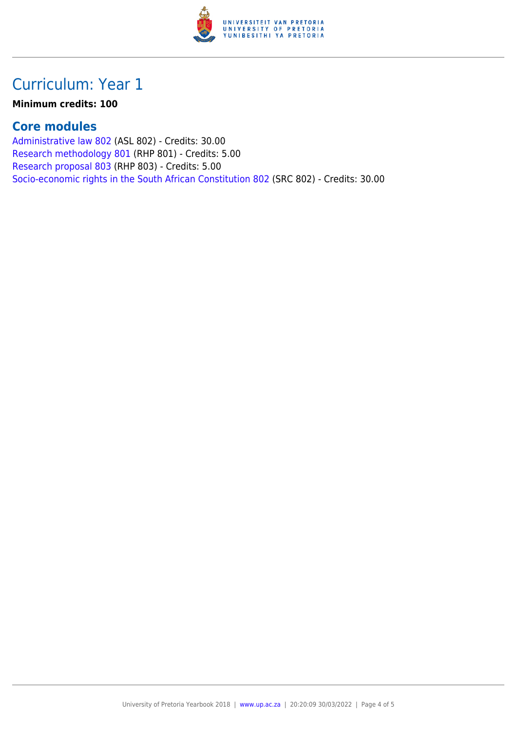# Curriculum: Year 1

**Minimum credits: 100**

## Core modules

Administrative law 802 (ASL 802) - Credits: 30.00
Research methodology 801 (RHP 801) - Credits: 5.00
Research proposal 803 (RHP 803) - Credits: 5.00
Socio-economic rights in the South African Constitution 802 (SRC 802) - Credits: 30.00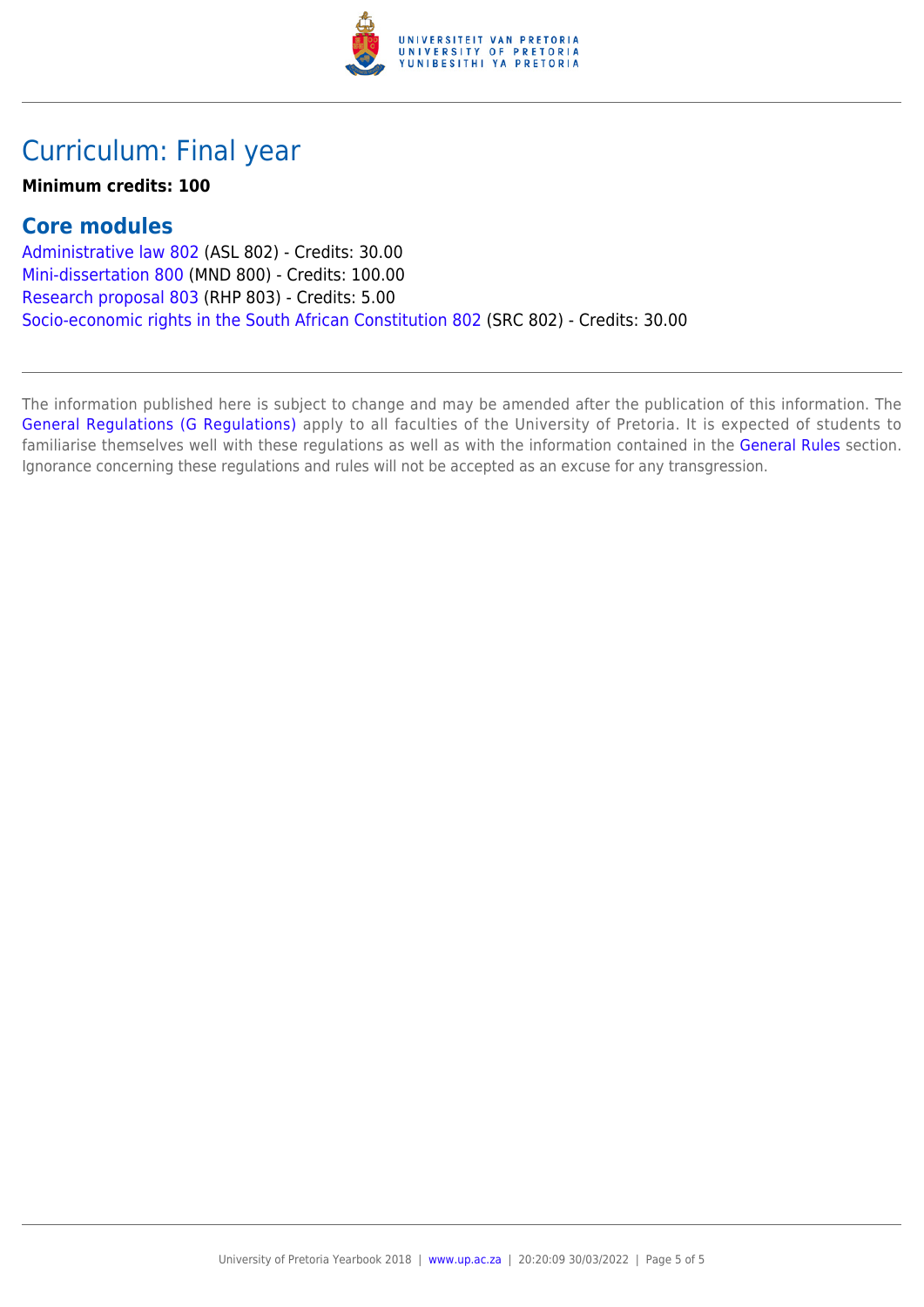## Curriculum: Final year

**Minimum credits: 100**

### Core modules

Administrative law 802 (ASL 802) - Credits: 30.00
Mini-dissertation 800 (MND 800) - Credits: 100.00
Research proposal 803 (RHP 803) - Credits: 5.00
Socio-economic rights in the South African Constitution 802 (SRC 802) - Credits: 30.00

The information published here is subject to change and may be amended after the publication of this information. The General Regulations (G Regulations) apply to all faculties of the University of Pretoria. It is expected of students to familiarise themselves well with these regulations as well as with the information contained in the General Rules section. Ignorance concerning these regulations and rules will not be accepted as an excuse for any transgression.